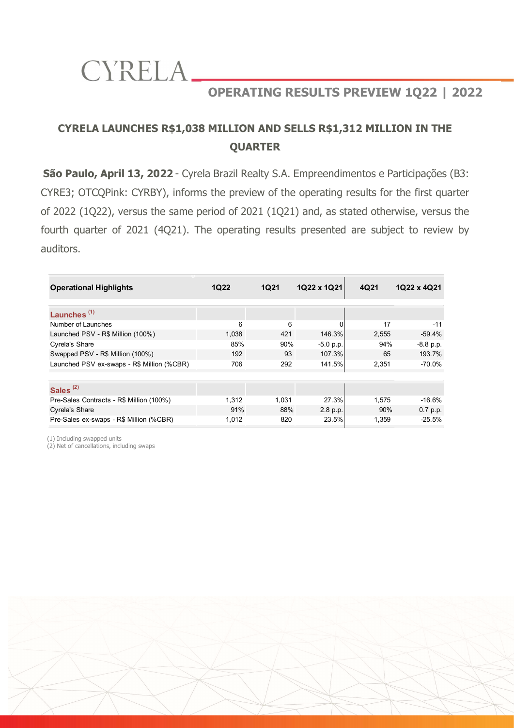CYRELA

## OPERATING RESULTS PREVIEW 1Q22 | 2022

# CYRELA LAUNCHES R$1,038 MILLION AND SELLS R$1,312 MILLION IN THE QUARTER

**São Paulo, April 13, 2022** - Cyrela Brazil Realty S.A. Empreendimentos e Participações (B3: CYRE3; OTCQPink: CYRBY), informs the preview of the operating results for the first quarter of 2022 (1Q22), versus the same period of 2021 (1Q21) and, as stated otherwise, versus the fourth quarter of 2021 (4Q21). The operating results presented are subject to review by auditors.

| Operational Highlights | 1Q22 | 1Q21 | 1Q22 x 1Q21 | 4Q21 | 1Q22 x 4Q21 |
|---|---|---|---|---|---|
| **Launches** [1] | | | | | |
| Number of Launches | 6 | 6 | 0 | 17 | -11 |
| Launched PSV - R$ Million (100%) | 1,038 | 421 | 146.3% | 2,555 | -59.4% |
| Cyrela's Share | 85% | 90% | -5.0 p.p. | 94% | -8.8 p.p. |
| Swapped PSV - R$ Million (100%) | 192 | 93 | 107.3% | 65 | 193.7% |
| Launched PSV ex-swaps - R$ Million (%CBR) | 706 | 292 | 141.5% | 2,351 | -70.0% |
| **Sales** [2] | | | | | |
| Pre-Sales Contracts - R$ Million (100%) | 1,312 | 1,031 | 27.3% | 1,575 | -16.6% |
| Cyrela's Share | 91% | 88% | 2.8 p.p. | 90% | 0.7 p.p. |
| Pre-Sales ex-swaps - R$ Million (%CBR) | 1,012 | 820 | 23.5% | 1,359 | -25.5% |

(1) Including swapped units
(2) Net of cancellations, including swaps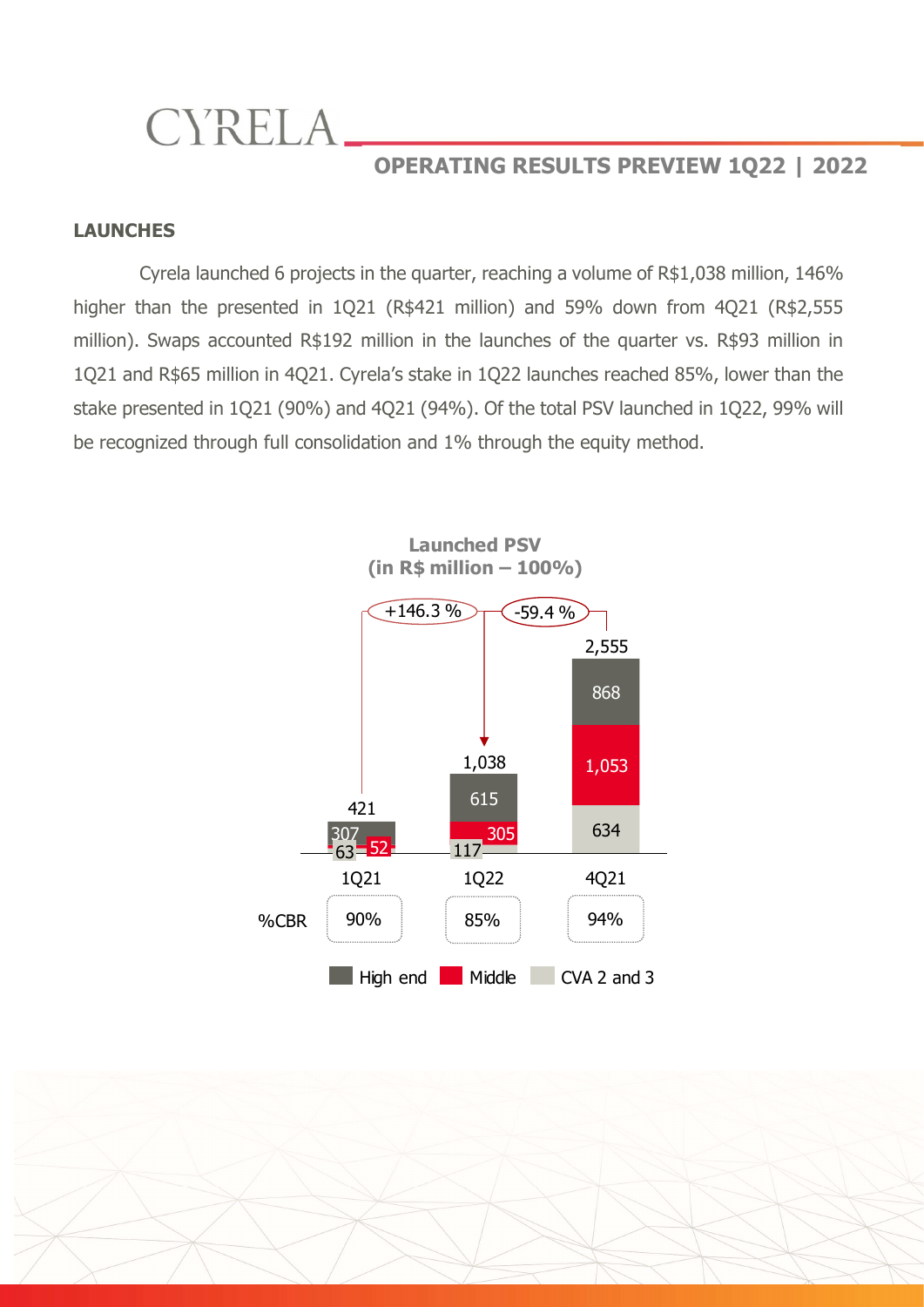## LAUNCHES

Cyrela launched 6 projects in the quarter, reaching a volume of R$1,038 million, 146% higher than the presented in 1Q21 (R$421 million) and 59% down from 4Q21 (R$2,555 million). Swaps accounted R$192 million in the launches of the quarter vs. R$93 million in 1Q21 and R$65 million in 4Q21. Cyrela's stake in 1Q22 launches reached 85%, lower than the stake presented in 1Q21 (90%) and 4Q21 (94%). Of the total PSV launched in 1Q22, 99% will be recognized through full consolidation and 1% through the equity method.

**Launched PSV**
**(in R$ million – 100%)**

+146.3 %
-59.4 %

1Q21: 421 (High end 307, Middle 52, CVA 2 and 3 63)
1Q22: 1,038 (High end 615, Middle 305, CVA 2 and 3 117)
4Q21: 2,555 (High end 868, Middle 1,053, CVA 2 and 3 634)

%CBR: 90% (1Q21), 85% (1Q22), 94% (4Q21)

High end | Middle | CVA 2 and 3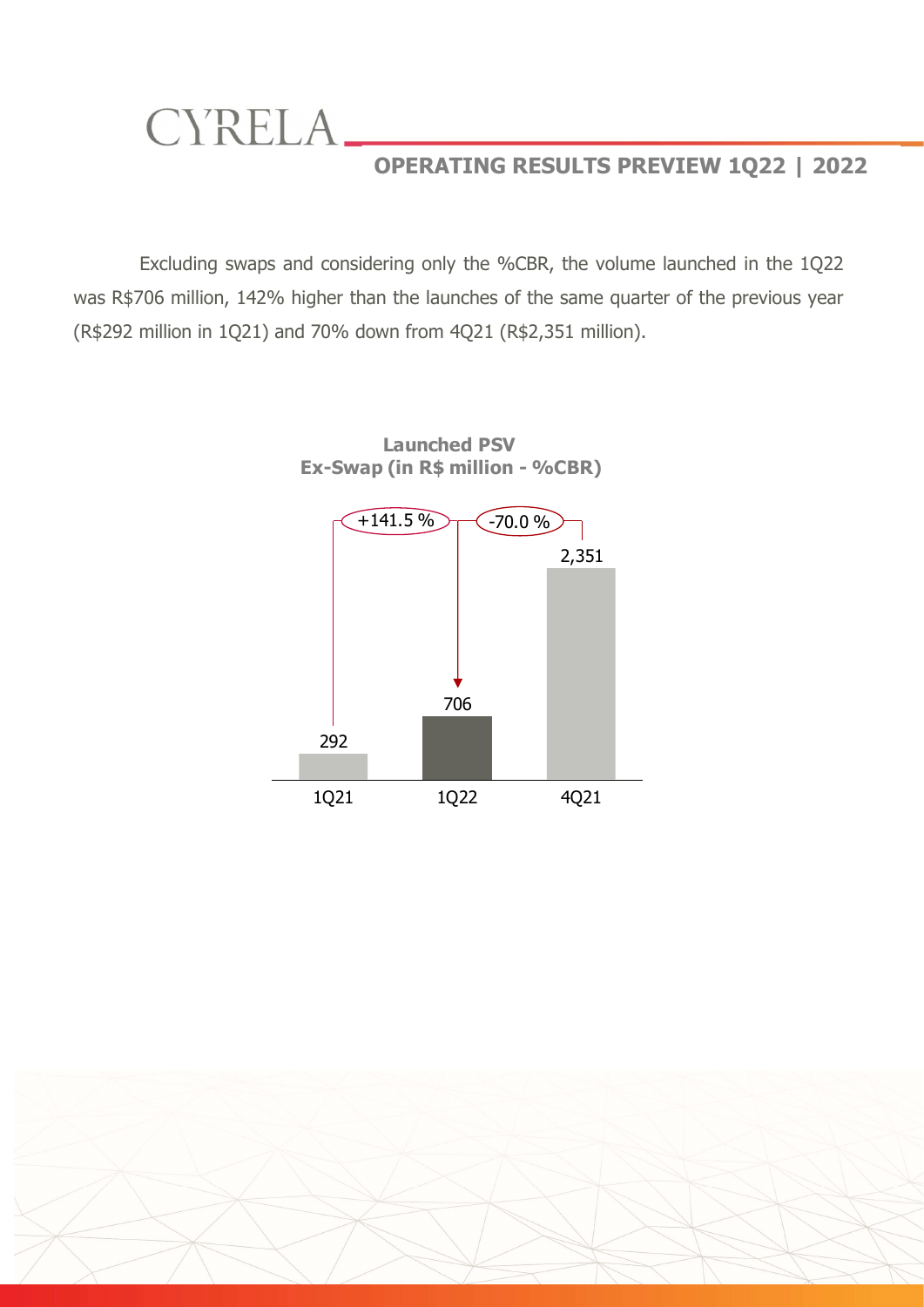Excluding swaps and considering only the %CBR, the volume launched in the 1Q22 was R$706 million, 142% higher than the launches of the same quarter of the previous year (R$292 million in 1Q21) and 70% down from 4Q21 (R$2,351 million).

**Launched PSV**
**Ex-Swap (in R$ million - %CBR)**

+141.5 %
-70.0 %
292
706
2,351
1Q21
1Q22
4Q21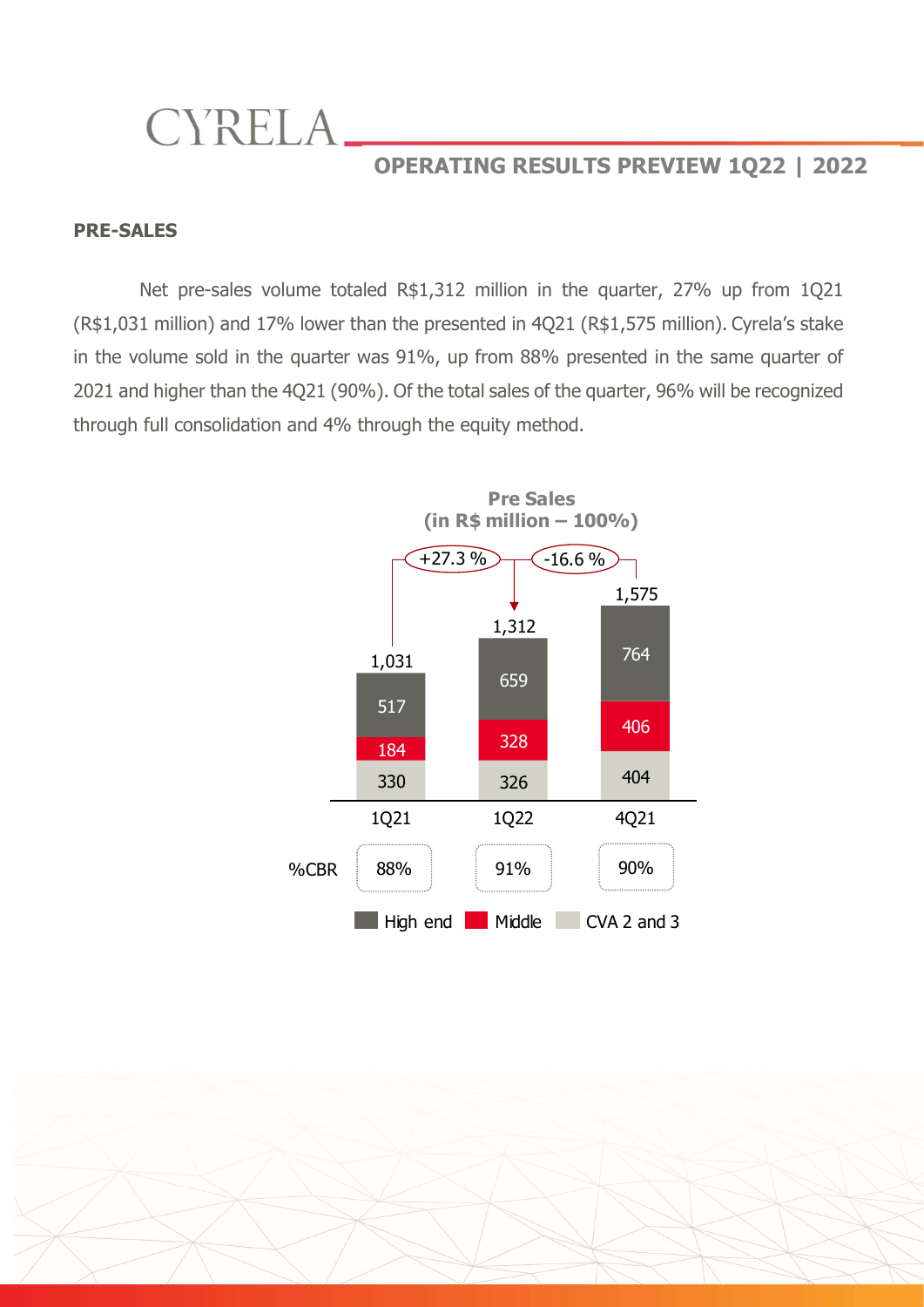## PRE-SALES

Net pre-sales volume totaled R$1,312 million in the quarter, 27% up from 1Q21 (R$1,031 million) and 17% lower than the presented in 4Q21 (R$1,575 million). Cyrela's stake in the volume sold in the quarter was 91%, up from 88% presented in the same quarter of 2021 and higher than the 4Q21 (90%). Of the total sales of the quarter, 96% will be recognized through full consolidation and 4% through the equity method.

**Pre Sales**
**(in R$ million – 100%)**

+27.3 %
-16.6 %

1Q21: 1,031 (High end 517; Middle 184; CVA 2 and 3 330)
1Q22: 1,312 (High end 659; Middle 328; CVA 2 and 3 326)
4Q21: 1,575 (High end 764; Middle 406; CVA 2 and 3 404)

%CBR: 88% | 91% | 90%

High end | Middle | CVA 2 and 3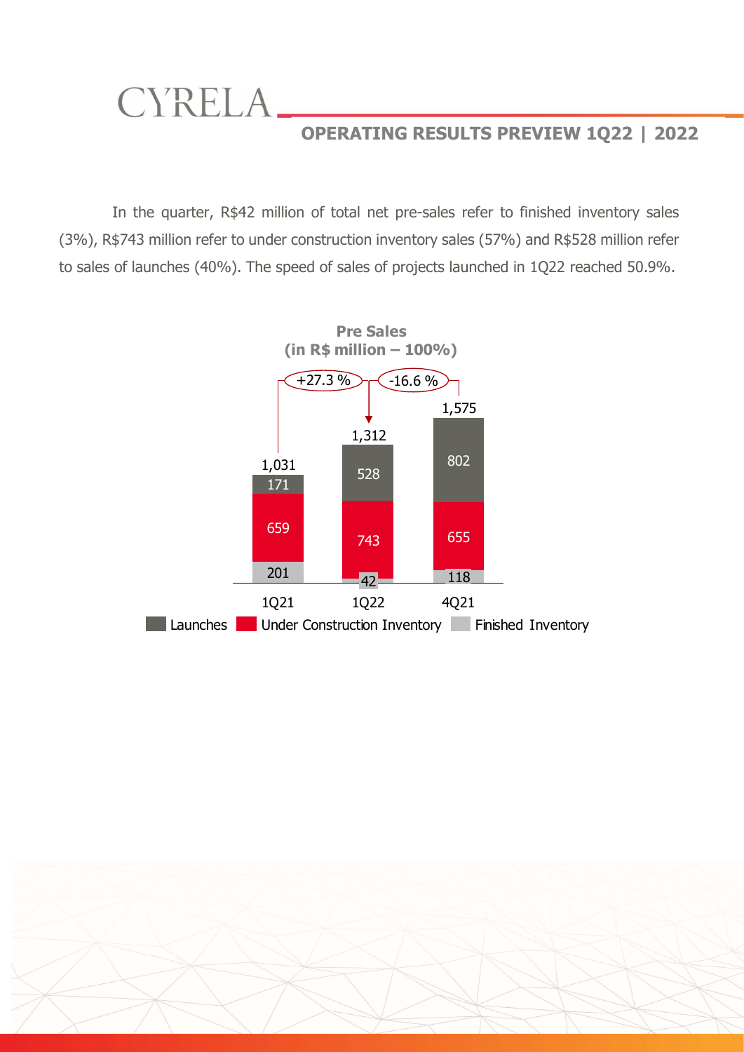In the quarter, R$42 million of total net pre-sales refer to finished inventory sales (3%), R$743 million refer to under construction inventory sales (57%) and R$528 million refer to sales of launches (40%). The speed of sales of projects launched in 1Q22 reached 50.9%.

**Pre Sales**
**(in R$ million – 100%)**

+27.3 %
-16.6 %

1,031
171
659
201

1,312
528
743
42

1,575
802
655
118

1Q21
1Q22
4Q21

Launches
Under Construction Inventory
Finished Inventory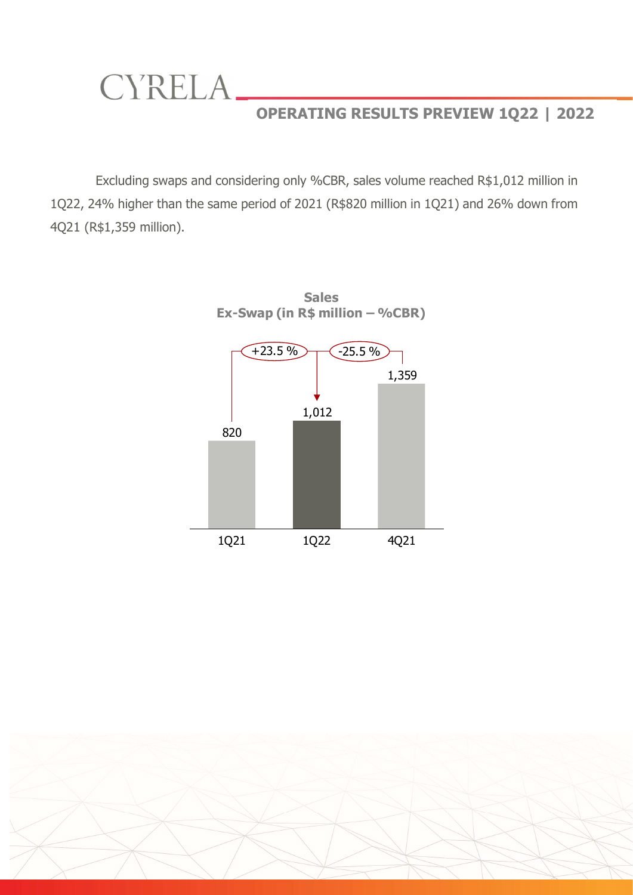Excluding swaps and considering only %CBR, sales volume reached R$1,012 million in 1Q22, 24% higher than the same period of 2021 (R$820 million in 1Q21) and 26% down from 4Q21 (R$1,359 million).

**Sales**
**Ex-Swap (in R$ million – %CBR)**

+23.5 %
-25.5 %
820
1,012
1,359
1Q21
1Q22
4Q21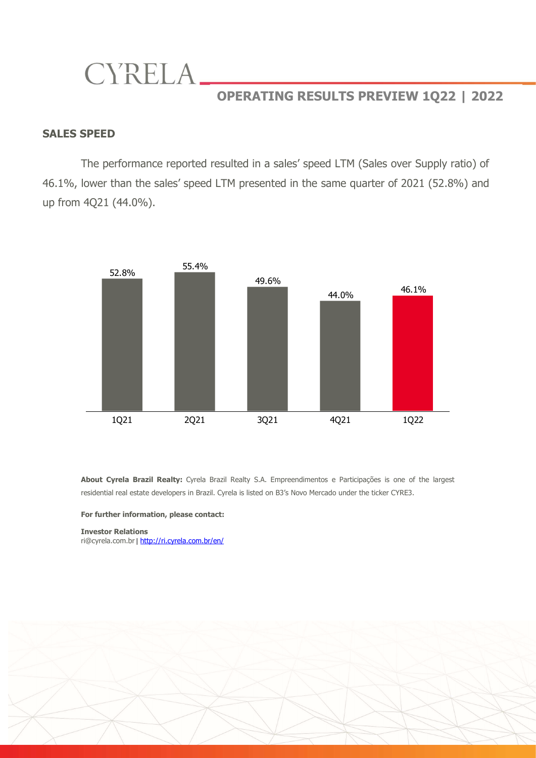## SALES SPEED

The performance reported resulted in a sales' speed LTM (Sales over Supply ratio) of 46.1%, lower than the sales' speed LTM presented in the same quarter of 2021 (52.8%) and up from 4Q21 (44.0%).

52.8%
55.4%
49.6%
44.0%
46.1%

1Q21
2Q21
3Q21
4Q21
1Q22

**About Cyrela Brazil Realty:** Cyrela Brazil Realty S.A. Empreendimentos e Participações is one of the largest residential real estate developers in Brazil. Cyrela is listed on B3's Novo Mercado under the ticker CYRE3.

**For further information, please contact:**

**Investor Relations**
ri@cyrela.com.br | http://ri.cyrela.com.br/en/